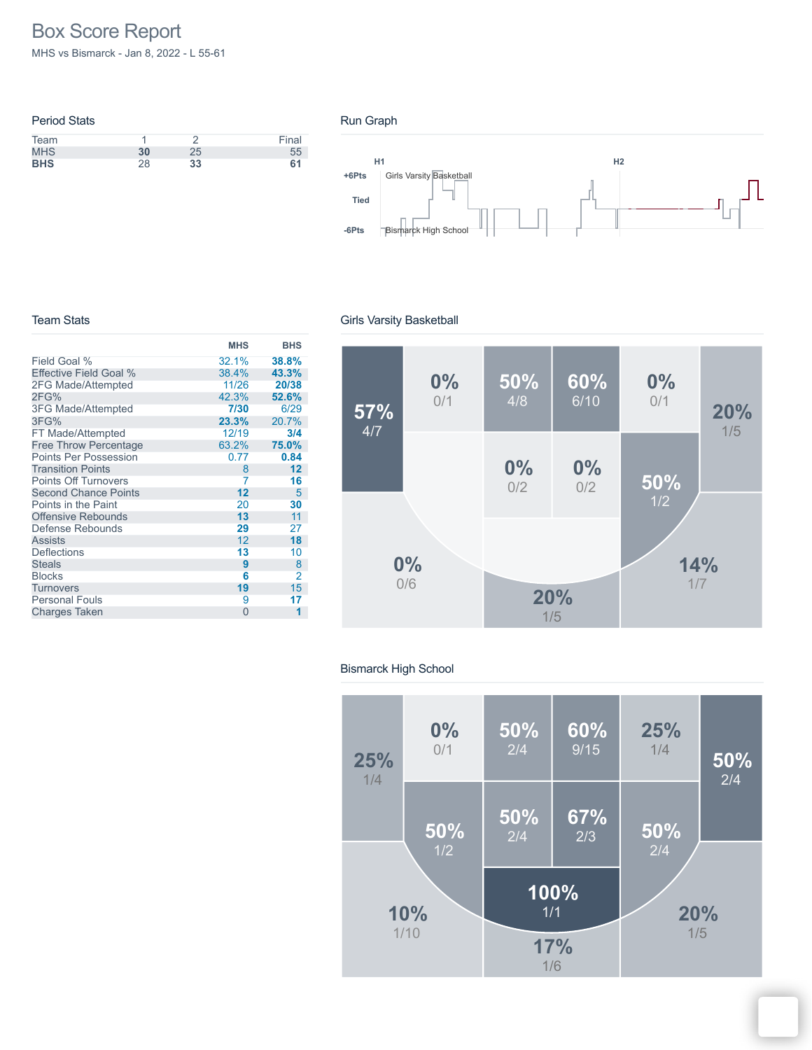# Box Score Report

MHS vs Bismarck - Jan 8, 2022 - L 55-61

## Period Stats

| Team | 1 | 2 | Final |
|---|---|---|---|
| MHS | **30** | 25 | 55 |
| **BHS** | 28 | **33** | **61** |

## Run Graph

H1 H2

+6Pts

Tied

-6Pts

Girls Varsity Basketball

Bismarck High School

## Team Stats

| | MHS | BHS |
|---|---|---|
| Field Goal % | 32.1% | **38.8%** |
| Effective Field Goal % | 38.4% | **43.3%** |
| 2FG Made/Attempted | 11/26 | **20/38** |
| 2FG% | 42.3% | **52.6%** |
| 3FG Made/Attempted | **7/30** | 6/29 |
| 3FG% | **23.3%** | 20.7% |
| FT Made/Attempted | 12/19 | **3/4** |
| Free Throw Percentage | 63.2% | **75.0%** |
| Points Per Possession | 0.77 | **0.84** |
| Transition Points | 8 | **12** |
| Points Off Turnovers | 7 | **16** |
| Second Chance Points | **12** | 5 |
| Points in the Paint | 20 | **30** |
| Offensive Rebounds | **13** | 11 |
| Defense Rebounds | **29** | 27 |
| Assists | 12 | **18** |
| Deflections | **13** | 10 |
| Steals | **9** | 8 |
| Blocks | **6** | 2 |
| Turnovers | **19** | 15 |
| Personal Fouls | 9 | **17** |
| Charges Taken | 0 | **1** |

## Girls Varsity Basketball

57% 4/7

0% 0/1

50% 4/8

60% 6/10

0% 0/1

20% 1/5

0% 0/2

0% 0/2

50% 1/2

0% 0/6

20% 1/5

14% 1/7

## Bismarck High School

25% 1/4

0% 0/1

50% 2/4

60% 9/15

25% 1/4

50% 2/4

50% 1/2

50% 2/4

67% 2/3

50% 2/4

100% 1/1

10% 1/10

17% 1/6

20% 1/5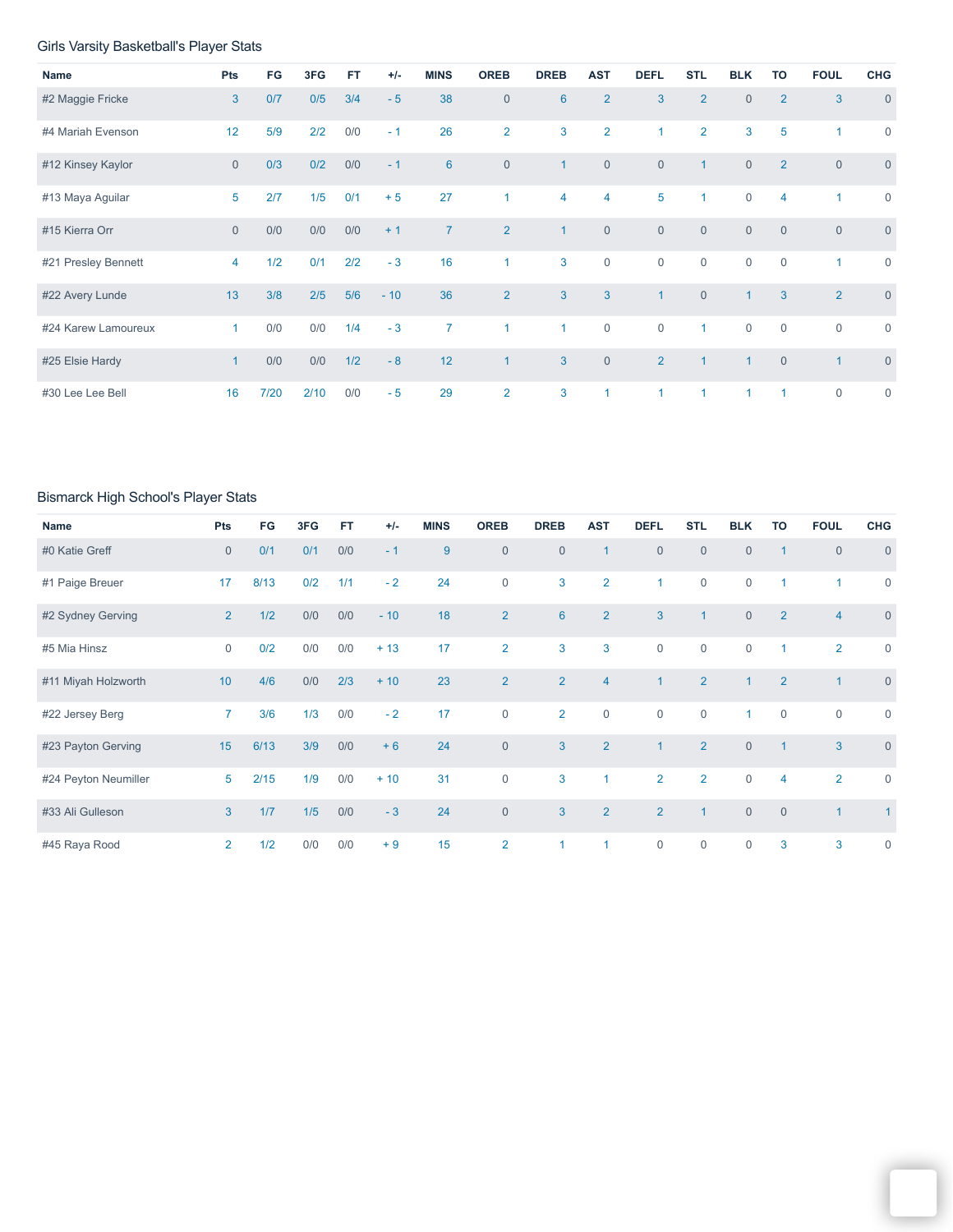Girls Varsity Basketball's Player Stats

| Name | Pts | FG | 3FG | FT | +/- | MINS | OREB | DREB | AST | DEFL | STL | BLK | TO | FOUL | CHG |
|---|---|---|---|---|---|---|---|---|---|---|---|---|---|---|---|
| #2 Maggie Fricke | 3 | 0/7 | 0/5 | 3/4 | - 5 | 38 | 0 | 6 | 2 | 3 | 2 | 0 | 2 | 3 | 0 |
| #4 Mariah Evenson | 12 | 5/9 | 2/2 | 0/0 | - 1 | 26 | 2 | 3 | 2 | 1 | 2 | 3 | 5 | 1 | 0 |
| #12 Kinsey Kaylor | 0 | 0/3 | 0/2 | 0/0 | - 1 | 6 | 0 | 1 | 0 | 0 | 1 | 0 | 2 | 0 | 0 |
| #13 Maya Aguilar | 5 | 2/7 | 1/5 | 0/1 | + 5 | 27 | 1 | 4 | 4 | 5 | 1 | 0 | 4 | 1 | 0 |
| #15 Kierra Orr | 0 | 0/0 | 0/0 | 0/0 | + 1 | 7 | 2 | 1 | 0 | 0 | 0 | 0 | 0 | 0 | 0 |
| #21 Presley Bennett | 4 | 1/2 | 0/1 | 2/2 | - 3 | 16 | 1 | 3 | 0 | 0 | 0 | 0 | 0 | 1 | 0 |
| #22 Avery Lunde | 13 | 3/8 | 2/5 | 5/6 | - 10 | 36 | 2 | 3 | 3 | 1 | 0 | 1 | 3 | 2 | 0 |
| #24 Karew Lamoureux | 1 | 0/0 | 0/0 | 1/4 | - 3 | 7 | 1 | 1 | 0 | 0 | 1 | 0 | 0 | 0 | 0 |
| #25 Elsie Hardy | 1 | 0/0 | 0/0 | 1/2 | - 8 | 12 | 1 | 3 | 0 | 2 | 1 | 1 | 0 | 1 | 0 |
| #30 Lee Lee Bell | 16 | 7/20 | 2/10 | 0/0 | - 5 | 29 | 2 | 3 | 1 | 1 | 1 | 1 | 1 | 0 | 0 |

Bismarck High School's Player Stats

| Name | Pts | FG | 3FG | FT | +/- | MINS | OREB | DREB | AST | DEFL | STL | BLK | TO | FOUL | CHG |
|---|---|---|---|---|---|---|---|---|---|---|---|---|---|---|---|
| #0 Katie Greff | 0 | 0/1 | 0/1 | 0/0 | - 1 | 9 | 0 | 0 | 1 | 0 | 0 | 0 | 1 | 0 | 0 |
| #1 Paige Breuer | 17 | 8/13 | 0/2 | 1/1 | - 2 | 24 | 0 | 3 | 2 | 1 | 0 | 0 | 1 | 1 | 0 |
| #2 Sydney Gerving | 2 | 1/2 | 0/0 | 0/0 | - 10 | 18 | 2 | 6 | 2 | 3 | 1 | 0 | 2 | 4 | 0 |
| #5 Mia Hinsz | 0 | 0/2 | 0/0 | 0/0 | + 13 | 17 | 2 | 3 | 3 | 0 | 0 | 0 | 1 | 2 | 0 |
| #11 Miyah Holzworth | 10 | 4/6 | 0/0 | 2/3 | + 10 | 23 | 2 | 2 | 4 | 1 | 2 | 1 | 2 | 1 | 0 |
| #22 Jersey Berg | 7 | 3/6 | 1/3 | 0/0 | - 2 | 17 | 0 | 2 | 0 | 0 | 0 | 1 | 0 | 0 | 0 |
| #23 Payton Gerving | 15 | 6/13 | 3/9 | 0/0 | + 6 | 24 | 0 | 3 | 2 | 1 | 2 | 0 | 1 | 3 | 0 |
| #24 Peyton Neumiller | 5 | 2/15 | 1/9 | 0/0 | + 10 | 31 | 0 | 3 | 1 | 2 | 2 | 0 | 4 | 2 | 0 |
| #33 Ali Gulleson | 3 | 1/7 | 1/5 | 0/0 | - 3 | 24 | 0 | 3 | 2 | 2 | 1 | 0 | 0 | 1 | 1 |
| #45 Raya Rood | 2 | 1/2 | 0/0 | 0/0 | + 9 | 15 | 2 | 1 | 1 | 0 | 0 | 0 | 3 | 3 | 0 |